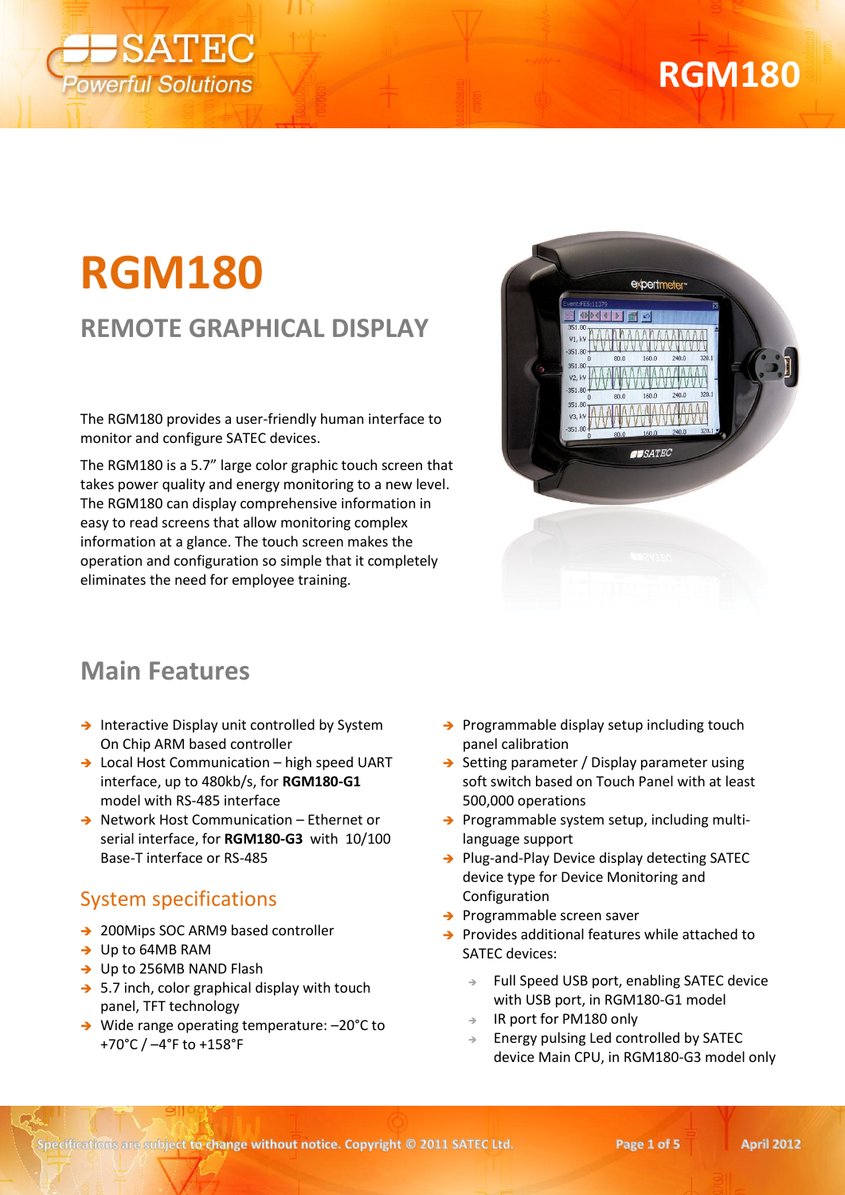# RGM180

## REMOTE GRAPHICAL DISPLAY

The RGM180 provides a user-friendly human interface to monitor and configure SATEC devices.

The RGM180 is a 5.7" large color graphic touch screen that takes power quality and energy monitoring to a new level. The RGM180 can display comprehensive information in easy to read screens that allow monitoring complex information at a glance. The touch screen makes the operation and configuration so simple that it completely eliminates the need for employee training.

## Main Features

- Interactive Display unit controlled by System On Chip ARM based controller
- Local Host Communication – high speed UART interface, up to 480kb/s, for **RGM180-G1** model with RS-485 interface
- Network Host Communication – Ethernet or serial interface, for **RGM180-G3** with 10/100 Base-T interface or RS-485

### System specifications

- 200Mips SOC ARM9 based controller
- Up to 64MB RAM
- Up to 256MB NAND Flash
- 5.7 inch, color graphical display with touch panel, TFT technology
- Wide range operating temperature: –20°C to +70°C / –4°F to +158°F

- Programmable display setup including touch panel calibration
- Setting parameter / Display parameter using soft switch based on Touch Panel with at least 500,000 operations
- Programmable system setup, including multi-language support
- Plug-and-Play Device display detecting SATEC device type for Device Monitoring and Configuration
- Programmable screen saver
- Provides additional features while attached to SATEC devices:
  - Full Speed USB port, enabling SATEC device with USB port, in RGM180-G1 model
  - IR port for PM180 only
  - Energy pulsing Led controlled by SATEC device Main CPU, in RGM180-G3 model only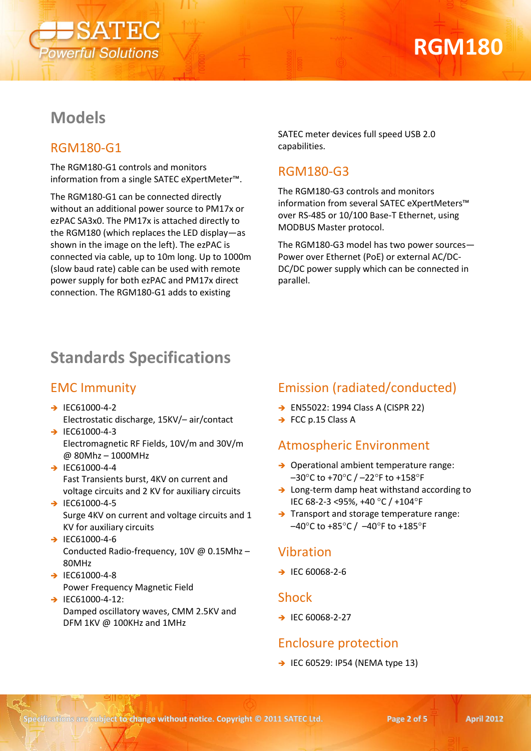# Models

## RGM180-G1

The RGM180-G1 controls and monitors information from a single SATEC eXpertMeter™.

The RGM180-G1 can be connected directly without an additional power source to PM17x or ezPAC SA3x0. The PM17x is attached directly to the RGM180 (which replaces the LED display—as shown in the image on the left). The ezPAC is connected via cable, up to 10m long. Up to 1000m (slow baud rate) cable can be used with remote power supply for both ezPAC and PM17x direct connection. The RGM180-G1 adds to existing SATEC meter devices full speed USB 2.0 capabilities.

## RGM180-G3

The RGM180-G3 controls and monitors information from several SATEC eXpertMeters™ over RS-485 or 10/100 Base-T Ethernet, using MODBUS Master protocol.

The RGM180-G3 model has two power sources—Power over Ethernet (PoE) or external AC/DC-DC/DC power supply which can be connected in parallel.

# Standards Specifications

## EMC Immunity

- IEC61000-4-2
  Electrostatic discharge, 15KV/– air/contact
- IEC61000-4-3
  Electromagnetic RF Fields, 10V/m and 30V/m @ 80Mhz – 1000MHz
- IEC61000-4-4
  Fast Transients burst, 4KV on current and voltage circuits and 2 KV for auxiliary circuits
- IEC61000-4-5
  Surge 4KV on current and voltage circuits and 1 KV for auxiliary circuits
- IEC61000-4-6
  Conducted Radio-frequency, 10V @ 0.15Mhz – 80MHz
- IEC61000-4-8
  Power Frequency Magnetic Field
- IEC61000-4-12:
  Damped oscillatory waves, CMM 2.5KV and DFM 1KV @ 100KHz and 1MHz

## Emission (radiated/conducted)

- EN55022: 1994 Class A (CISPR 22)
- FCC p.15 Class A

## Atmospheric Environment

- Operational ambient temperature range: –30°C to +70°C / –22°F to +158°F
- Long-term damp heat withstand according to IEC 68-2-3 <95%, +40 °C / +104°F
- Transport and storage temperature range: –40°C to +85°C / –40°F to +185°F

## Vibration

- IEC 60068-2-6

## Shock

- IEC 60068-2-27

## Enclosure protection

- IEC 60529: IP54 (NEMA type 13)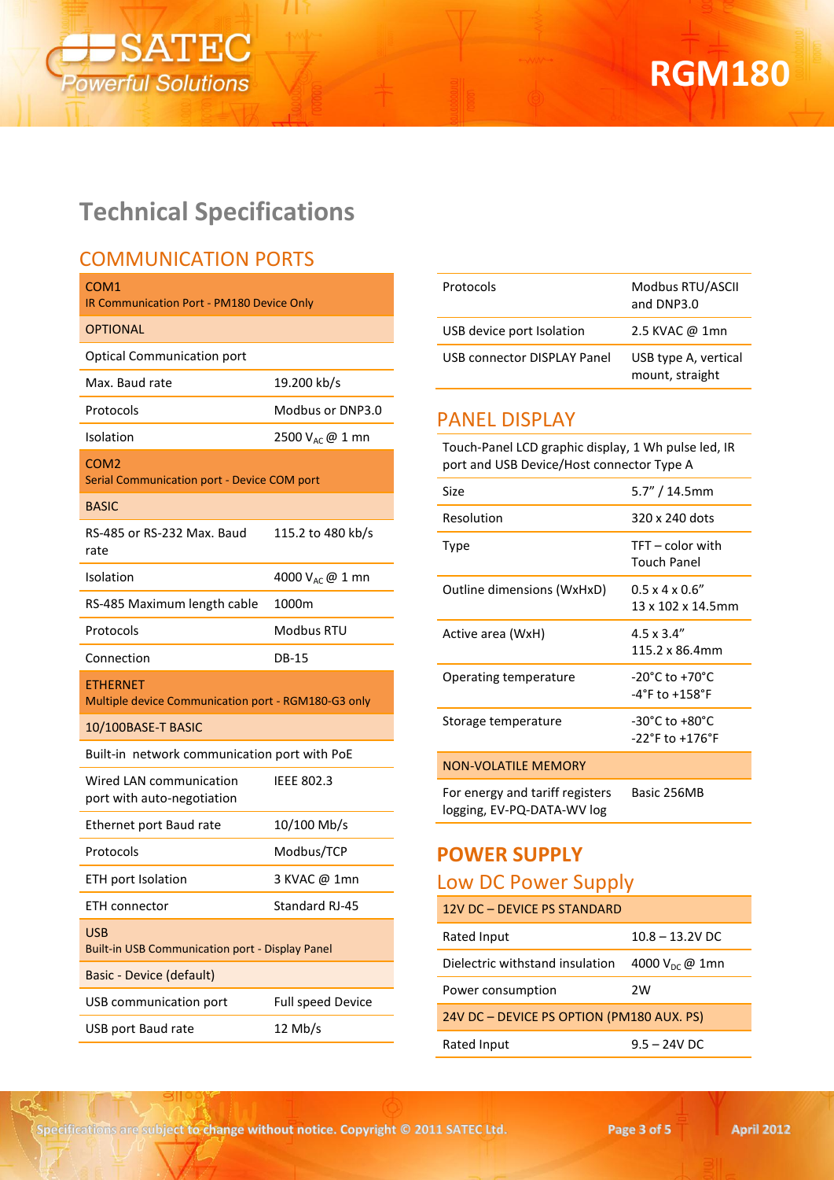# Technical Specifications

## COMMUNICATION PORTS

| COM1<br>IR Communication Port - PM180 Device Only | |
|---|---|
| OPTIONAL | |
| Optical Communation port | |
| Max. Baud rate | 19.200 kb/s |
| Protocols | Modbus or DNP3.0 |
| Isolation | 2500 $V_{AC}$ @ 1 mn |

| COM2<br>Serial Communication port - Device COM port | |
|---|---|
| BASIC | |
| RS-485 or RS-232 Max. Baud rate | 115.2 to 480 kb/s |
| Isolation | 4000 $V_{AC}$ @ 1 mn |
| RS-485 Maximum length cable | 1000m |
| Protocols | Modbus RTU |
| Connection | DB-15 |

| ETHERNET<br>Multiple device Communication port - RGM180-G3 only | |
|---|---|
| 10/100BASE-T BASIC | |
| Built-in network communication port with PoE | |
| Wired LAN communication port with auto-negotiation | IEEE 802.3 |
| Ethernet port Baud rate | 10/100 Mb/s |
| Protocols | Modbus/TCP |
| ETH port Isolation | 3 KVAC @ 1mn |
| ETH connector | Standard RJ-45 |

| USB<br>Built-in USB Communication port - Display Panel | |
|---|---|
| Basic - Device (default) | |
| USB communication port | Full speed Device |
| USB port Baud rate | 12 Mb/s |
| Protocols | Modbus RTU/ASCII and DNP3.0 |
| USB device port Isolation | 2.5 KVAC @ 1mn |
| USB connector DISPLAY Panel | USB type A, vertical mount, straight |

## PANEL DISPLAY

| Touch-Panel LCD graphic display, 1 Wh pulse led, IR port and USB Device/Host connector Type A | |
|---|---|
| Size | 5.7" / 14.5mm |
| Resolution | 320 x 240 dots |
| Type | TFT – color with Touch Panel |
| Outline dimensions (WxHxD) | 0.5 x 4 x 0.6"<br>13 x 102 x 14.5mm |
| Active area (WxH) | 4.5 x 3.4"<br>115.2 x 86.4mm |
| Operating temperature | -20°C to +70°C<br>-4°F to +158°F |
| Storage temperature | -30°C to +80°C<br>-22°F to +176°F |
| NON-VOLATILE MEMORY | |
| For energy and tariff registers logging, EV-PQ-DATA-WV log | Basic 256MB |

## POWER SUPPLY

### Low DC Power Supply

| 12V DC – DEVICE PS STANDARD | |
|---|---|
| Rated Input | 10.8 – 13.2V DC |
| Dielectric withstand insulation | 4000 $V_{DC}$ @ 1mn |
| Power consumption | 2W |
| 24V DC – DEVICE PS OPTION (PM180 AUX. PS) | |
| Rated Input | 9.5 – 24V DC |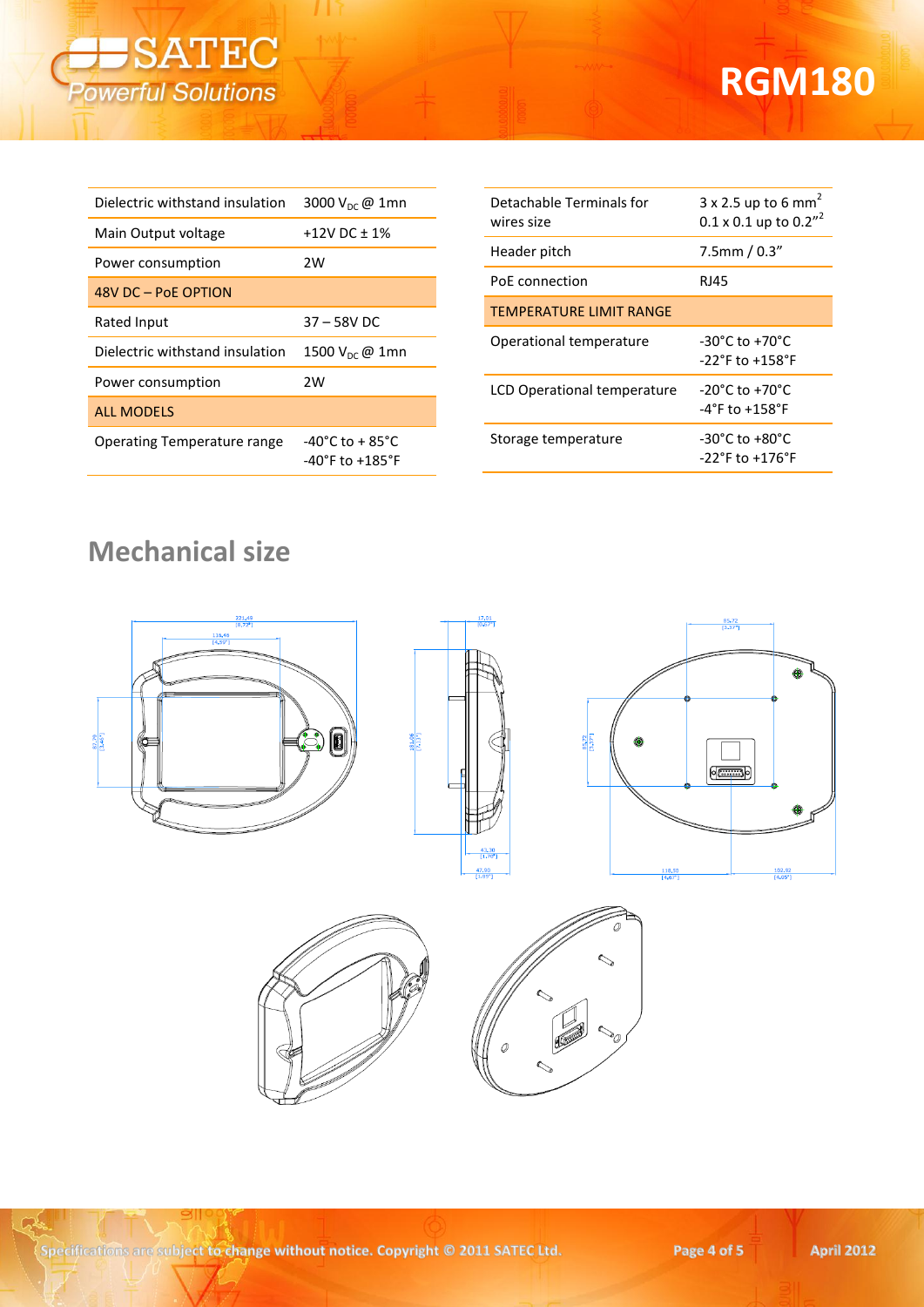| | |
|---|---|
| Dielectric withstand insulation | 3000 $V_{DC}$ @ 1mn |
| Main Output voltage | +12V DC ± 1% |
| Power consumption | 2W |
| 48V DC – PoE OPTION | |
| Rated Input | 37 – 58V DC |
| Dielectric withstand insulation | 1500 $V_{DC}$ @ 1mn |
| Power consumption | 2W |
| ALL MODELS | |
| Operating Temperature range | -40°C to + 85°C<br>-40°F to +185°F |

| | |
|---|---|
| Detachable Terminals for wires size | 3 x 2.5 up to 6 $mm^2$<br>0.1 x 0.1 up to $0.2''^2$ |
| Header pitch | 7.5mm / 0.3" |
| PoE connection | RJ45 |
| TEMPERATURE LIMIT RANGE | |
| Operational temperature | -30°C to +70°C<br>-22°F to +158°F |
| LCD Operational temperature | -20°C to +70°C<br>-4°F to +158°F |
| Storage temperature | -30°C to +80°C<br>-22°F to +176°F |

## Mechanical size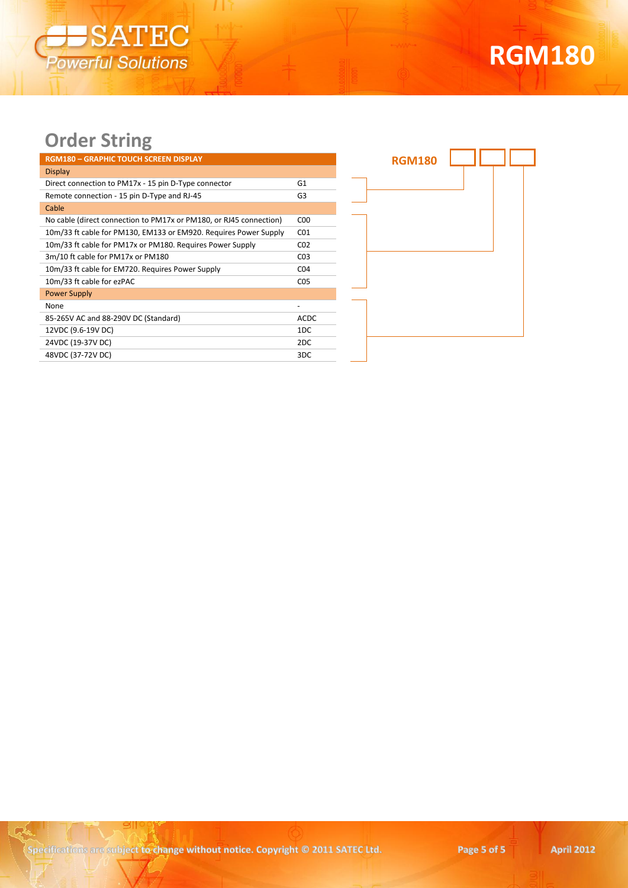## Order String

| RGM180 – GRAPHIC TOUCH SCREEN DISPLAY | |
|---|---|
| **Display** | |
| Direct connection to PM17x - 15 pin D-Type connector | G1 |
| Remote connection - 15 pin D-Type and RJ-45 | G3 |
| **Cable** | |
| No cable (direct connection to PM17x or PM180, or RJ45 connection) | C00 |
| 10m/33 ft cable for PM130, EM133 or EM920. Requires Power Supply | C01 |
| 10m/33 ft cable for PM17x or PM180. Requires Power Supply | C02 |
| 3m/10 ft cable for PM17x or PM180 | C03 |
| 10m/33 ft cable for EM720. Requires Power Supply | C04 |
| 10m/33 ft cable for ezPAC | C05 |
| **Power Supply** | |
| None | - |
| 85-265V AC and 88-290V DC (Standard) | ACDC |
| 12VDC (9.6-19V DC) | 1DC |
| 24VDC (19-37V DC) | 2DC |
| 48VDC (37-72V DC) | 3DC |

RGM180 [ ] [ ] [ ]

Specifications are subject to change without notice. Copyright © 2011 SATEC Ltd.

April 2012